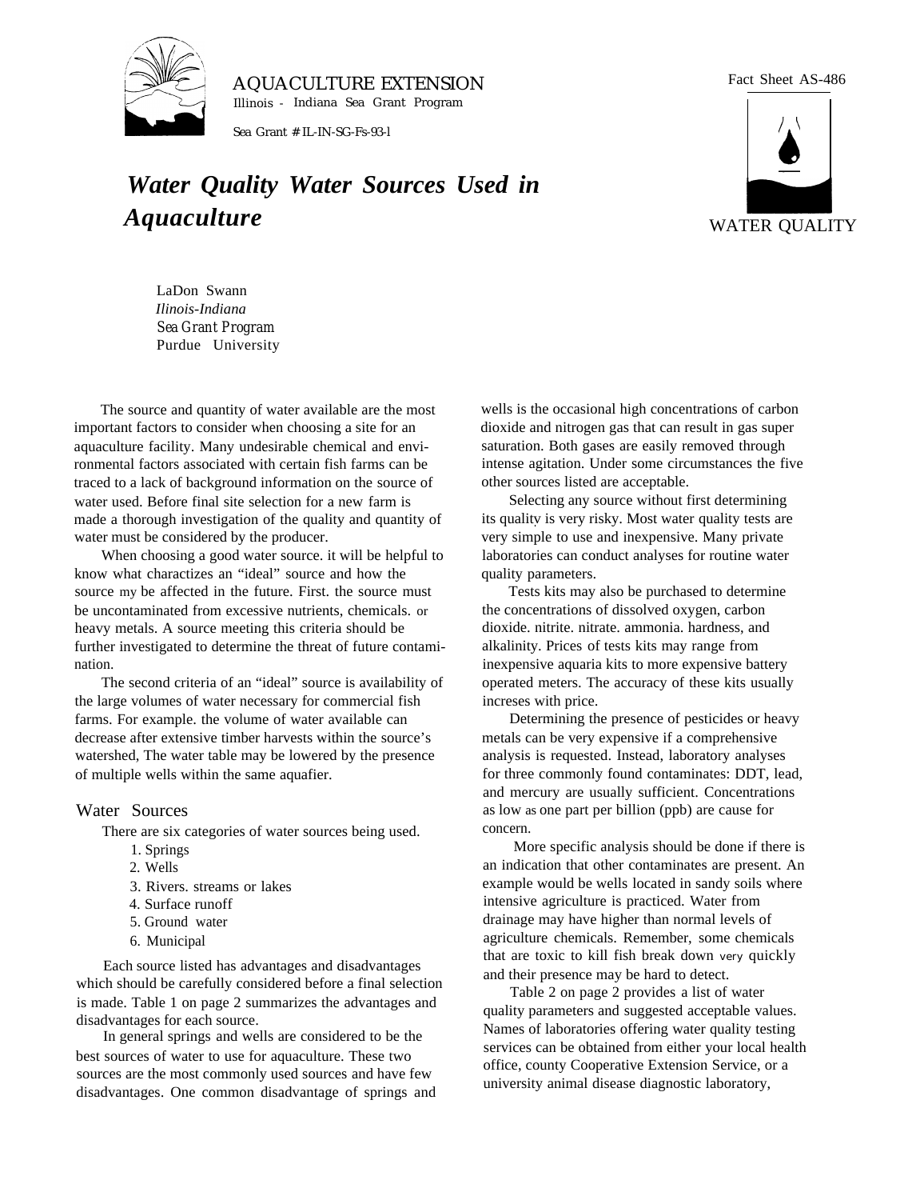AQUACULTURE EXTENSION

Illinois - Indiana Sea Grant Program

Sea Grant # IL-IN-SG-Fs-93-l

Fact Sheet AS-486

WATER QUALITY

# *Water Quality Water Sources Used in Aquaculture*

LaDon Swann
*Ilinois-Indiana*
*Sea Grant Program*
Purdue University

The source and quantity of water available are the most important factors to consider when choosing a site for an aquaculture facility. Many undesirable chemical and environmental factors associated with certain fish farms can be traced to a lack of background information on the source of water used. Before final site selection for a new farm is made a thorough investigation of the quality and quantity of water must be considered by the producer.

When choosing a good water source. it will be helpful to know what charactizes an "ideal" source and how the source my be affected in the future. First. the source must be uncontaminated from excessive nutrients, chemicals. or heavy metals. A source meeting this criteria should be further investigated to determine the threat of future contamination.

The second criteria of an "ideal" source is availability of the large volumes of water necessary for commercial fish farms. For example. the volume of water available can decrease after extensive timber harvests within the source's watershed, The water table may be lowered by the presence of multiple wells within the same aquafier.

## Water Sources

There are six categories of water sources being used.

1. Springs
2. Wells
3. Rivers. streams or lakes
4. Surface runoff
5. Ground water
6. Municipal

Each source listed has advantages and disadvantages which should be carefully considered before a final selection is made. Table 1 on page 2 summarizes the advantages and disadvantages for each source.

In general springs and wells are considered to be the best sources of water to use for aquaculture. These two sources are the most commonly used sources and have few disadvantages. One common disadvantage of springs and wells is the occasional high concentrations of carbon dioxide and nitrogen gas that can result in gas super saturation. Both gases are easily removed through intense agitation. Under some circumstances the five other sources listed are acceptable.

Selecting any source without first determining its quality is very risky. Most water quality tests are very simple to use and inexpensive. Many private laboratories can conduct analyses for routine water quality parameters.

Tests kits may also be purchased to determine the concentrations of dissolved oxygen, carbon dioxide. nitrite. nitrate. ammonia. hardness, and alkalinity. Prices of tests kits may range from inexpensive aquaria kits to more expensive battery operated meters. The accuracy of these kits usually increses with price.

Determining the presence of pesticides or heavy metals can be very expensive if a comprehensive analysis is requested. Instead, laboratory analyses for three commonly found contaminates: DDT, lead, and mercury are usually sufficient. Concentrations as low as one part per billion (ppb) are cause for concern.

More specific analysis should be done if there is an indication that other contaminates are present. An example would be wells located in sandy soils where intensive agriculture is practiced. Water from drainage may have higher than normal levels of agriculture chemicals. Remember, some chemicals that are toxic to kill fish break down very quickly and their presence may be hard to detect.

Table 2 on page 2 provides a list of water quality parameters and suggested acceptable values. Names of laboratories offering water quality testing services can be obtained from either your local health office, county Cooperative Extension Service, or a university animal disease diagnostic laboratory,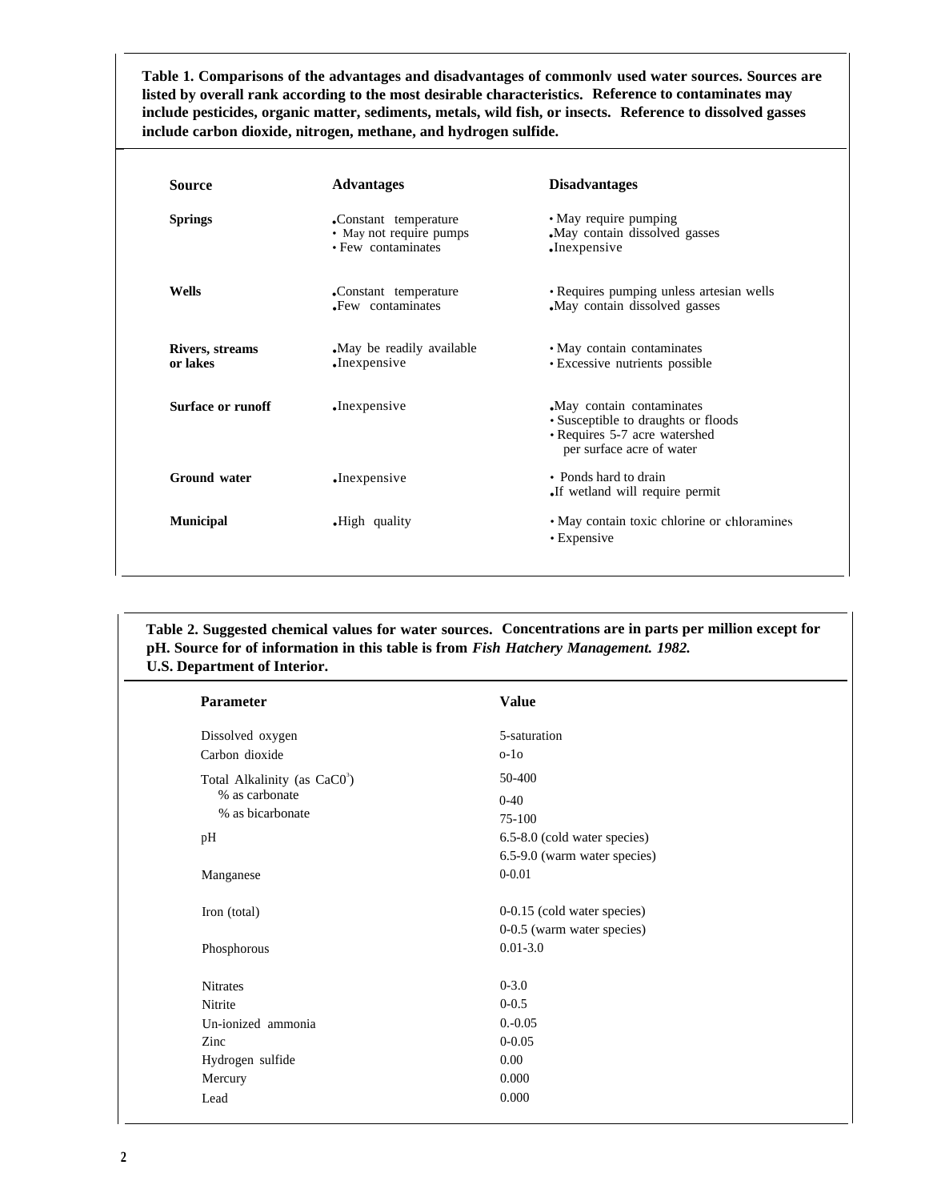**Table 1. Comparisons of the advantages and disadvantages of commonlv used water sources. Sources are listed by overall rank according to the most desirable characteristics. Reference to contaminates may include pesticides, organic matter, sediments, metals, wild fish, or insects. Reference to dissolved gasses include carbon dioxide, nitrogen, methane, and hydrogen sulfide.**

| Source | Advantages | Disadvantages |
|---|---|---|
| **Springs** | • Constant temperature<br>• May not require pumps<br>• Few contaminates | • May require pumping<br>• May contain dissolved gasses<br>• Inexpensive |
| **Wells** | • Constant temperature<br>• Few contaminates | • Requires pumping unless artesian wells<br>• May contain dissolved gasses |
| **Rivers, streams or lakes** | • May be readily available<br>• Inexpensive | • May contain contaminates<br>• Excessive nutrients possible |
| **Surface or runoff** | • Inexpensive | • May contain contaminates<br>• Susceptible to draughts or floods<br>• Requires 5-7 acre watershed per surface acre of water |
| **Ground water** | • Inexpensive | • Ponds hard to drain<br>• If wetland will require permit |
| **Municipal** | • High quality | • May contain toxic chlorine or chloramines<br>• Expensive |

**Table 2. Suggested chemical values for water sources. Concentrations are in parts per million except for pH. Source for of information in this table is from *Fish Hatchery Management. 1982.* U.S. Department of Interior.**

| Parameter | Value |
|---|---|
| Dissolved oxygen | 5-saturation |
| Carbon dioxide | o-1o |
| Total Alkalinity (as $CaC0^3$) | 50-400 |
| % as carbonate | 0-40 |
| % as bicarbonate | 75-100 |
| pH | 6.5-8.0 (cold water species)<br>6.5-9.0 (warm water species) |
| Manganese | 0-0.01 |
| Iron (total) | 0-0.15 (cold water species)<br>0-0.5 (warm water species) |
| Phosphorous | 0.01-3.0 |
| Nitrates | 0-3.0 |
| Nitrite | 0-0.5 |
| Un-ionized ammonia | 0.-0.05 |
| Zinc | 0-0.05 |
| Hydrogen sulfide | 0.00 |
| Mercury | 0.000 |
| Lead | 0.000 |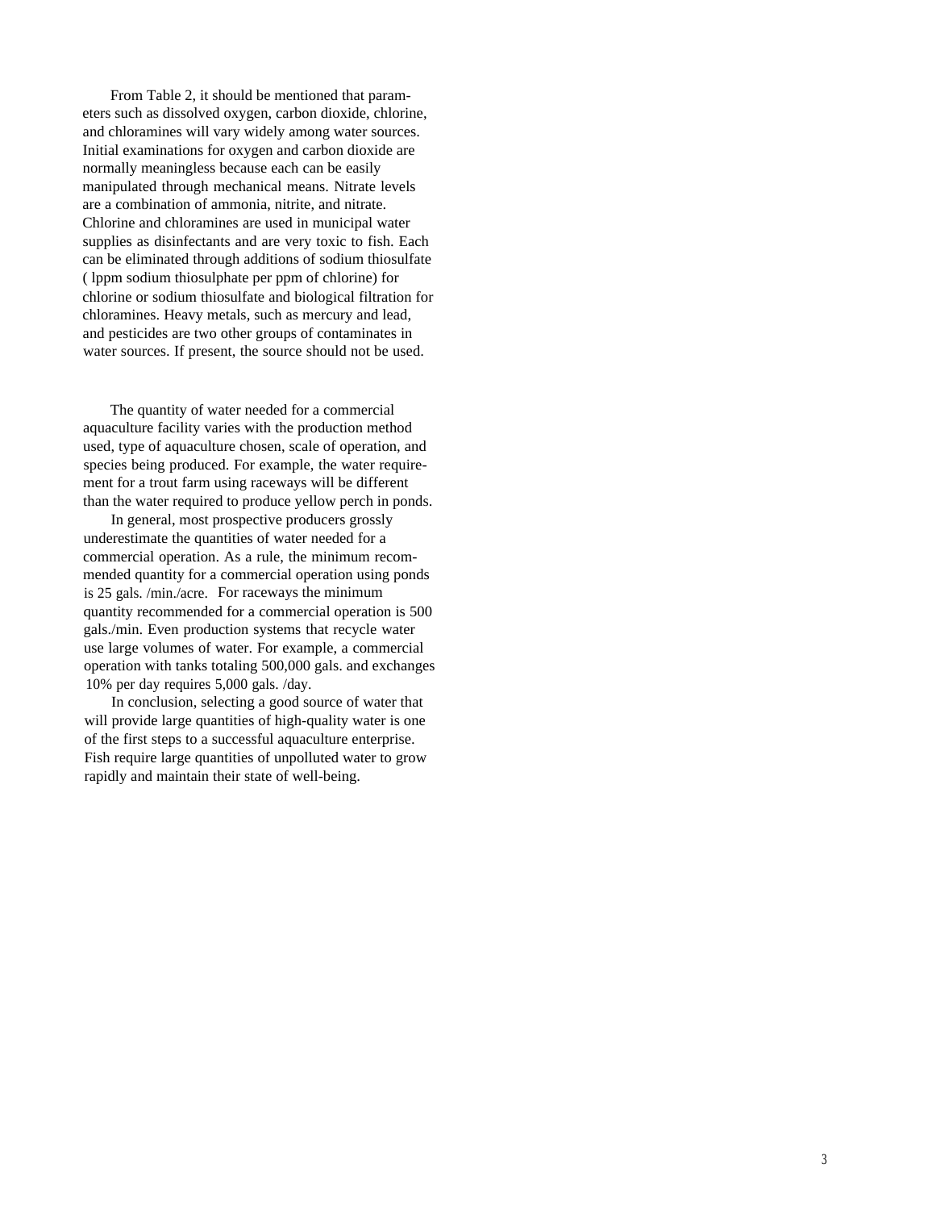From Table 2, it should be mentioned that parameters such as dissolved oxygen, carbon dioxide, chlorine, and chloramines will vary widely among water sources. Initial examinations for oxygen and carbon dioxide are normally meaningless because each can be easily manipulated through mechanical means. Nitrate levels are a combination of ammonia, nitrite, and nitrate. Chlorine and chloramines are used in municipal water supplies as disinfectants and are very toxic to fish. Each can be eliminated through additions of sodium thiosulfate ( lppm sodium thiosulphate per ppm of chlorine) for chlorine or sodium thiosulfate and biological filtration for chloramines. Heavy metals, such as mercury and lead, and pesticides are two other groups of contaminates in water sources. If present, the source should not be used.

The quantity of water needed for a commercial aquaculture facility varies with the production method used, type of aquaculture chosen, scale of operation, and species being produced. For example, the water requirement for a trout farm using raceways will be different than the water required to produce yellow perch in ponds.

In general, most prospective producers grossly underestimate the quantities of water needed for a commercial operation. As a rule, the minimum recommended quantity for a commercial operation using ponds is 25 gals. /min./acre. For raceways the minimum quantity recommended for a commercial operation is 500 gals./min. Even production systems that recycle water use large volumes of water. For example, a commercial operation with tanks totaling 500,000 gals. and exchanges 10% per day requires 5,000 gals. /day.

In conclusion, selecting a good source of water that will provide large quantities of high-quality water is one of the first steps to a successful aquaculture enterprise. Fish require large quantities of unpolluted water to grow rapidly and maintain their state of well-being.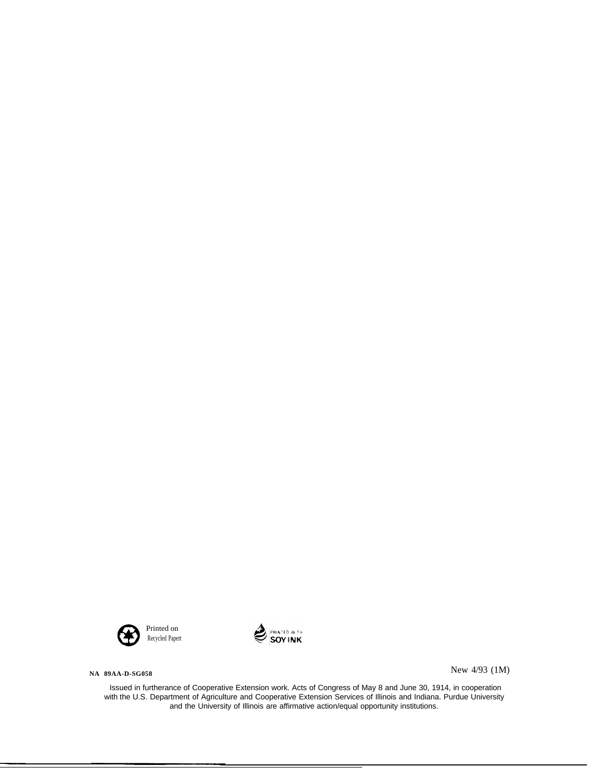Printed on
Recycled Papert

PRINTED WITH
SOY INK

NA 89AA-D-SG058

New 4/93 (1M)

Issued in furtherance of Cooperative Extension work. Acts of Congress of May 8 and June 30, 1914, in cooperation with the U.S. Department of Agriculture and Cooperative Extension Services of Illinois and Indiana. Purdue University and the University of Illinois are affirmative action/equal opportunity institutions.